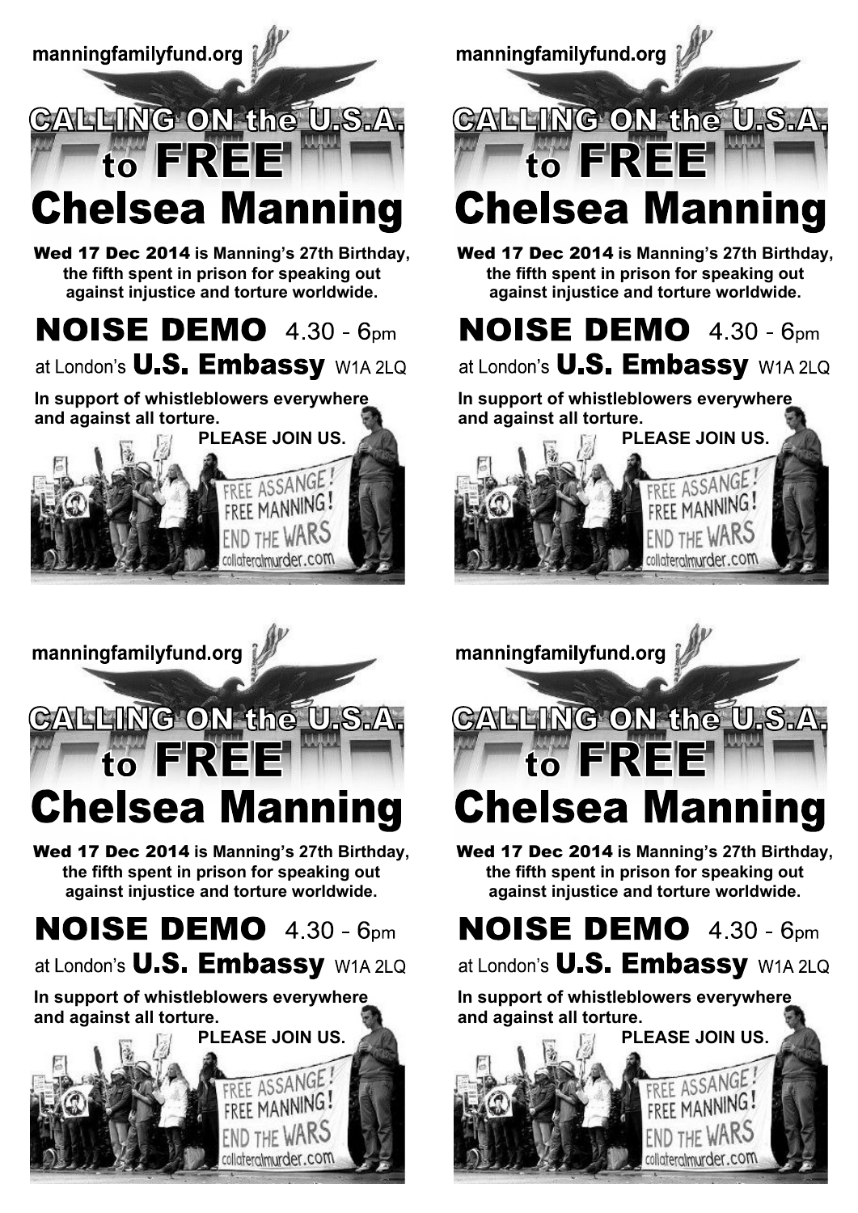manningfamilyfund.org

# CALLING ON the U.S.A. to FREE Chelsea Manning

**Wed 17 Dec 2014 is Manning's 27th Birthday, the fifth spent in prison for speaking out against injustice and torture worldwide.**

## NOISE DEMO 4.30 - 6pm

at London's **U.S. Embassy** W1A 2LQ

**In support of whistleblowers everywhere and against all torture.**

**PLEASE JOIN US.**

FREE ASSANGE! FREE MANNING! END THE WARS collateralmurder.com

manningfamilyfund.org

# CALLING ON the U.S.A. to FREE Chelsea Manning

**Wed 17 Dec 2014 is Manning's 27th Birthday, the fifth spent in prison for speaking out against injustice and torture worldwide.**

## NOISE DEMO 4.30 - 6pm

at London's **U.S. Embassy** W1A 2LQ

**In support of whistleblowers everywhere and against all torture.**

**PLEASE JOIN US.**

FREE ASSANGE! FREE MANNING! END THE WARS collateralmurder.com

manningfamilyfund.org

# CALLING ON the U.S.A. to FREE Chelsea Manning

**Wed 17 Dec 2014 is Manning's 27th Birthday, the fifth spent in prison for speaking out against injustice and torture worldwide.**

## NOISE DEMO 4.30 - 6pm

at London's **U.S. Embassy** W1A 2LQ

**In support of whistleblowers everywhere and against all torture.**

**PLEASE JOIN US.**

FREE ASSANGE! FREE MANNING! END THE WARS collateralmurder.com

manningfamilyfund.org

# CALLING ON the U.S.A. to FREE Chelsea Manning

**Wed 17 Dec 2014 is Manning's 27th Birthday, the fifth spent in prison for speaking out against injustice and torture worldwide.**

## NOISE DEMO 4.30 - 6pm

at London's **U.S. Embassy** W1A 2LQ

**In support of whistleblowers everywhere and against all torture.**

**PLEASE JOIN US.**

FREE ASSANGE! FREE MANNING! END THE WARS collateralmurder.com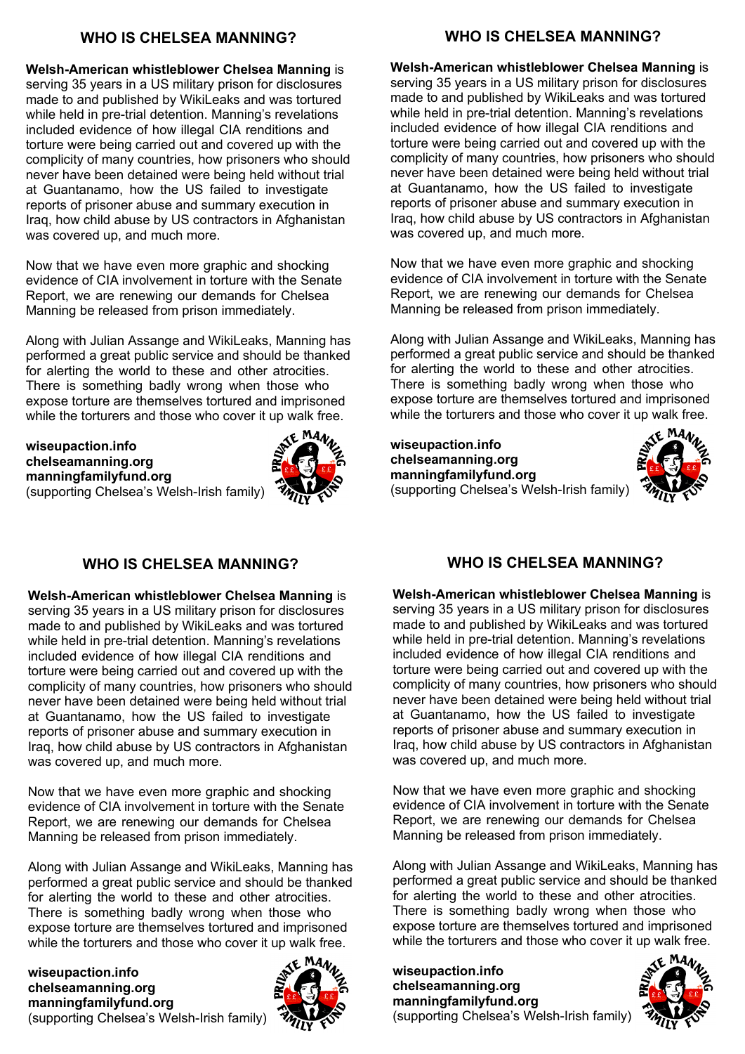## WHO IS CHELSEA MANNING?

**Welsh-American whistleblower Chelsea Manning** is serving 35 years in a US military prison for disclosures made to and published by WikiLeaks and was tortured while held in pre-trial detention. Manning's revelations included evidence of how illegal CIA renditions and torture were being carried out and covered up with the complicity of many countries, how prisoners who should never have been detained were being held without trial at Guantanamo, how the US failed to investigate reports of prisoner abuse and summary execution in Iraq, how child abuse by US contractors in Afghanistan was covered up, and much more.

Now that we have even more graphic and shocking evidence of CIA involvement in torture with the Senate Report, we are renewing our demands for Chelsea Manning be released from prison immediately.

Along with Julian Assange and WikiLeaks, Manning has performed a great public service and should be thanked for alerting the world to these and other atrocities. There is something badly wrong when those who expose torture are themselves tortured and imprisoned while the torturers and those who cover it up walk free.

**wiseupaction.info**
**chelseamanning.org**
**manningfamilyfund.org**
(supporting Chelsea's Welsh-Irish family)

PRIVATE MANNING FAMILY FUND

## WHO IS CHELSEA MANNING?

**Welsh-American whistleblower Chelsea Manning** is serving 35 years in a US military prison for disclosures made to and published by WikiLeaks and was tortured while held in pre-trial detention. Manning's revelations included evidence of how illegal CIA renditions and torture were being carried out and covered up with the complicity of many countries, how prisoners who should never have been detained were being held without trial at Guantanamo, how the US failed to investigate reports of prisoner abuse and summary execution in Iraq, how child abuse by US contractors in Afghanistan was covered up, and much more.

Now that we have even more graphic and shocking evidence of CIA involvement in torture with the Senate Report, we are renewing our demands for Chelsea Manning be released from prison immediately.

Along with Julian Assange and WikiLeaks, Manning has performed a great public service and should be thanked for alerting the world to these and other atrocities. There is something badly wrong when those who expose torture are themselves tortured and imprisoned while the torturers and those who cover it up walk free.

**wiseupaction.info**
**chelseamanning.org**
**manningfamilyfund.org**
(supporting Chelsea's Welsh-Irish family)

PRIVATE MANNING FAMILY FUND

## WHO IS CHELSEA MANNING?

**Welsh-American whistleblower Chelsea Manning** is serving 35 years in a US military prison for disclosures made to and published by WikiLeaks and was tortured while held in pre-trial detention. Manning's revelations included evidence of how illegal CIA renditions and torture were being carried out and covered up with the complicity of many countries, how prisoners who should never have been detained were being held without trial at Guantanamo, how the US failed to investigate reports of prisoner abuse and summary execution in Iraq, how child abuse by US contractors in Afghanistan was covered up, and much more.

Now that we have even more graphic and shocking evidence of CIA involvement in torture with the Senate Report, we are renewing our demands for Chelsea Manning be released from prison immediately.

Along with Julian Assange and WikiLeaks, Manning has performed a great public service and should be thanked for alerting the world to these and other atrocities. There is something badly wrong when those who expose torture are themselves tortured and imprisoned while the torturers and those who cover it up walk free.

**wiseupaction.info**
**chelseamanning.org**
**manningfamilyfund.org**
(supporting Chelsea's Welsh-Irish family)

PRIVATE MANNING FAMILY FUND

## WHO IS CHELSEA MANNING?

**Welsh-American whistleblower Chelsea Manning** is serving 35 years in a US military prison for disclosures made to and published by WikiLeaks and was tortured while held in pre-trial detention. Manning's revelations included evidence of how illegal CIA renditions and torture were being carried out and covered up with the complicity of many countries, how prisoners who should never have been detained were being held without trial at Guantanamo, how the US failed to investigate reports of prisoner abuse and summary execution in Iraq, how child abuse by US contractors in Afghanistan was covered up, and much more.

Now that we have even more graphic and shocking evidence of CIA involvement in torture with the Senate Report, we are renewing our demands for Chelsea Manning be released from prison immediately.

Along with Julian Assange and WikiLeaks, Manning has performed a great public service and should be thanked for alerting the world to these and other atrocities. There is something badly wrong when those who expose torture are themselves tortured and imprisoned while the torturers and those who cover it up walk free.

**wiseupaction.info**
**chelseamanning.org**
**manningfamilyfund.org**
(supporting Chelsea's Welsh-Irish family)

PRIVATE MANNING FAMILY FUND